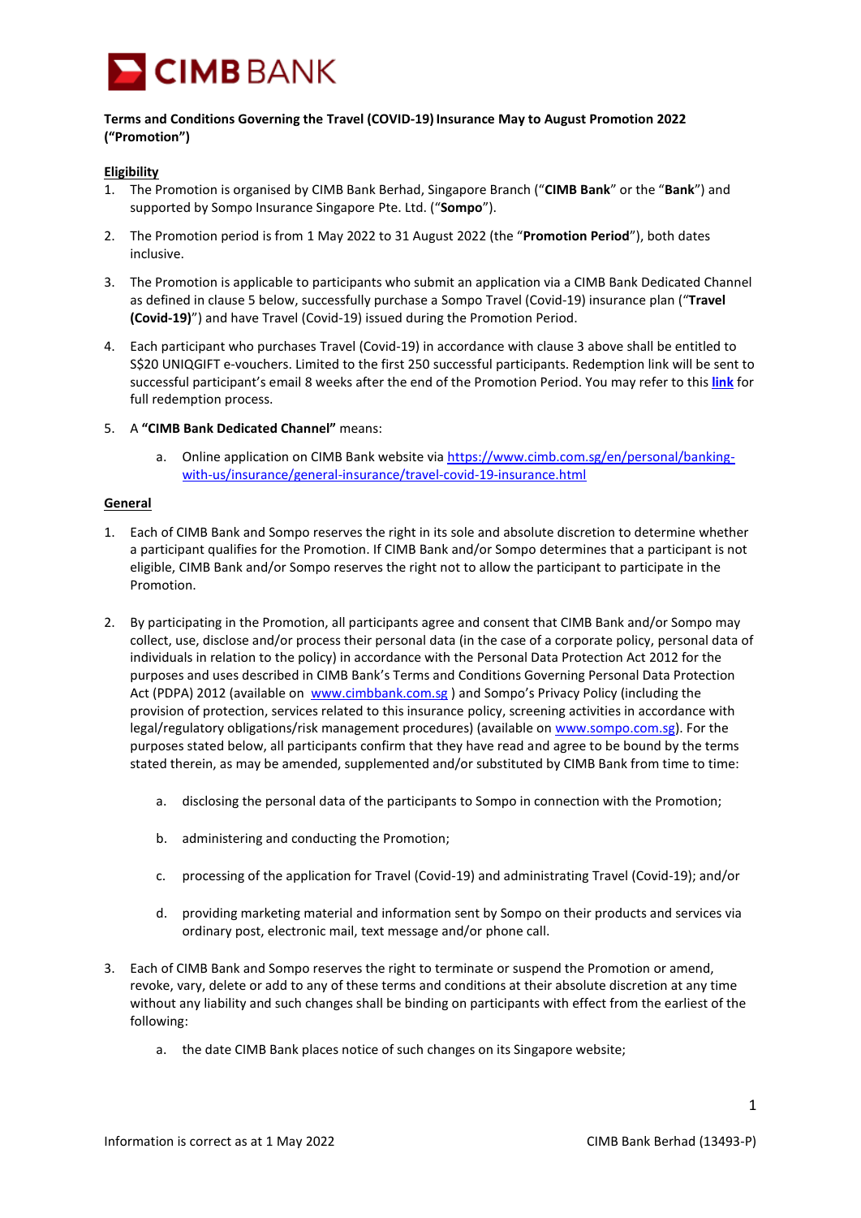**Terms and Conditions Governing the Travel (COVID-19) Insurance May to August Promotion 2022 ("Promotion")**

**Eligibility**

1. The Promotion is organised by CIMB Bank Berhad, Singapore Branch ("**CIMB Bank**" or the "**Bank**") and supported by Sompo Insurance Singapore Pte. Ltd. ("**Sompo**").

2. The Promotion period is from 1 May 2022 to 31 August 2022 (the "**Promotion Period**"), both dates inclusive.

3. The Promotion is applicable to participants who submit an application via a CIMB Bank Dedicated Channel as defined in clause 5 below, successfully purchase a Sompo Travel (Covid-19) insurance plan ("**Travel (Covid-19)**") and have Travel (Covid-19) issued during the Promotion Period.

4. Each participant who purchases Travel (Covid-19) in accordance with clause 3 above shall be entitled to S$20 UNIQGIFT e-vouchers. Limited to the first 250 successful participants. Redemption link will be sent to successful participant's email 8 weeks after the end of the Promotion Period. You may refer to this **link** for full redemption process.

5. A **"CIMB Bank Dedicated Channel"** means:

   a. Online application on CIMB Bank website via https://www.cimb.com.sg/en/personal/banking-with-us/insurance/general-insurance/travel-covid-19-insurance.html

**General**

1. Each of CIMB Bank and Sompo reserves the right in its sole and absolute discretion to determine whether a participant qualifies for the Promotion. If CIMB Bank and/or Sompo determines that a participant is not eligible, CIMB Bank and/or Sompo reserves the right not to allow the participant to participate in the Promotion.

2. By participating in the Promotion, all participants agree and consent that CIMB Bank and/or Sompo may collect, use, disclose and/or process their personal data (in the case of a corporate policy, personal data of individuals in relation to the policy) in accordance with the Personal Data Protection Act 2012 for the purposes and uses described in CIMB Bank's Terms and Conditions Governing Personal Data Protection Act (PDPA) 2012 (available on www.cimbbank.com.sg ) and Sompo's Privacy Policy (including the provision of protection, services related to this insurance policy, screening activities in accordance with legal/regulatory obligations/risk management procedures) (available on www.sompo.com.sg). For the purposes stated below, all participants confirm that they have read and agree to be bound by the terms stated therein, as may be amended, supplemented and/or substituted by CIMB Bank from time to time:

   a. disclosing the personal data of the participants to Sompo in connection with the Promotion;

   b. administering and conducting the Promotion;

   c. processing of the application for Travel (Covid-19) and administrating Travel (Covid-19); and/or

   d. providing marketing material and information sent by Sompo on their products and services via ordinary post, electronic mail, text message and/or phone call.

3. Each of CIMB Bank and Sompo reserves the right to terminate or suspend the Promotion or amend, revoke, vary, delete or add to any of these terms and conditions at their absolute discretion at any time without any liability and such changes shall be binding on participants with effect from the earliest of the following:

   a. the date CIMB Bank places notice of such changes on its Singapore website;

Information is correct as at 1 May 2022

CIMB Bank Berhad (13493-P)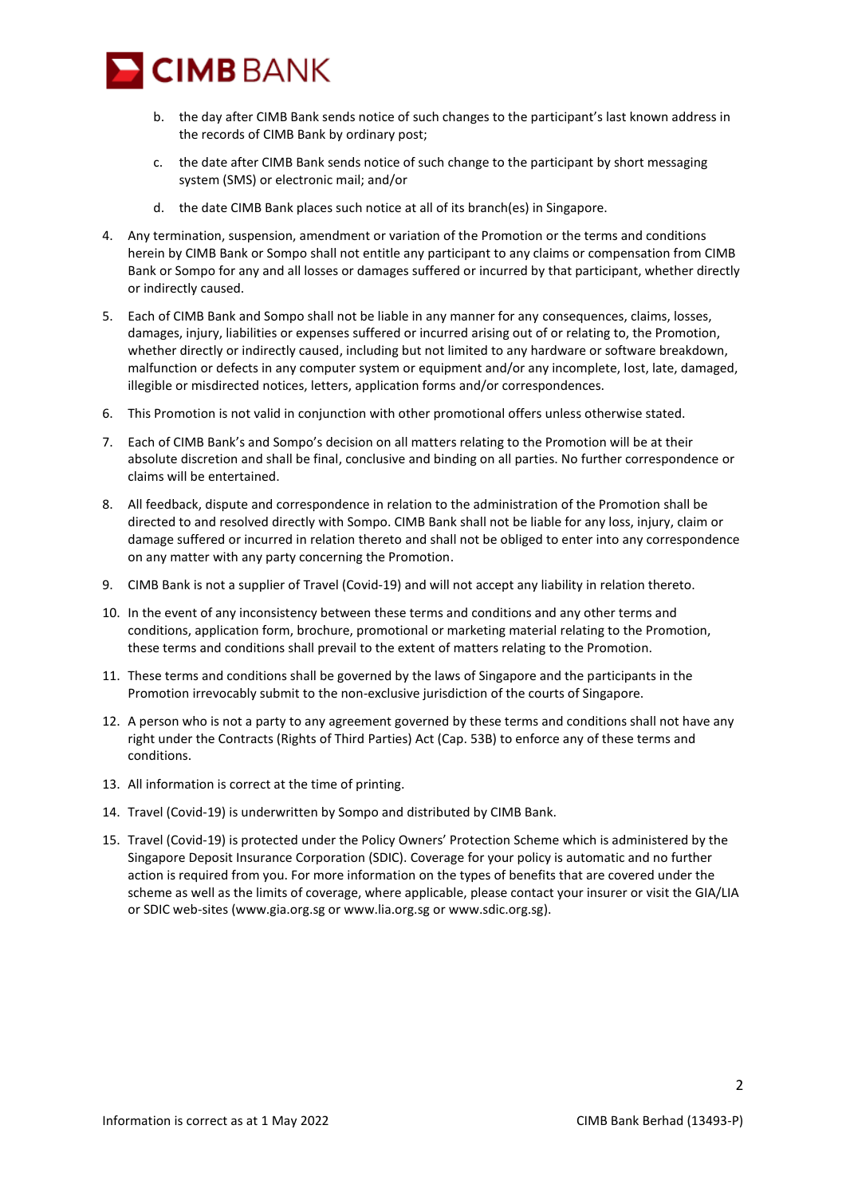b. the day after CIMB Bank sends notice of such changes to the participant's last known address in the records of CIMB Bank by ordinary post;

c. the date after CIMB Bank sends notice of such change to the participant by short messaging system (SMS) or electronic mail; and/or

d. the date CIMB Bank places such notice at all of its branch(es) in Singapore.

4. Any termination, suspension, amendment or variation of the Promotion or the terms and conditions herein by CIMB Bank or Sompo shall not entitle any participant to any claims or compensation from CIMB Bank or Sompo for any and all losses or damages suffered or incurred by that participant, whether directly or indirectly caused.

5. Each of CIMB Bank and Sompo shall not be liable in any manner for any consequences, claims, losses, damages, injury, liabilities or expenses suffered or incurred arising out of or relating to, the Promotion, whether directly or indirectly caused, including but not limited to any hardware or software breakdown, malfunction or defects in any computer system or equipment and/or any incomplete, lost, late, damaged, illegible or misdirected notices, letters, application forms and/or correspondences.

6. This Promotion is not valid in conjunction with other promotional offers unless otherwise stated.

7. Each of CIMB Bank's and Sompo's decision on all matters relating to the Promotion will be at their absolute discretion and shall be final, conclusive and binding on all parties. No further correspondence or claims will be entertained.

8. All feedback, dispute and correspondence in relation to the administration of the Promotion shall be directed to and resolved directly with Sompo. CIMB Bank shall not be liable for any loss, injury, claim or damage suffered or incurred in relation thereto and shall not be obliged to enter into any correspondence on any matter with any party concerning the Promotion.

9. CIMB Bank is not a supplier of Travel (Covid-19) and will not accept any liability in relation thereto.

10. In the event of any inconsistency between these terms and conditions and any other terms and conditions, application form, brochure, promotional or marketing material relating to the Promotion, these terms and conditions shall prevail to the extent of matters relating to the Promotion.

11. These terms and conditions shall be governed by the laws of Singapore and the participants in the Promotion irrevocably submit to the non-exclusive jurisdiction of the courts of Singapore.

12. A person who is not a party to any agreement governed by these terms and conditions shall not have any right under the Contracts (Rights of Third Parties) Act (Cap. 53B) to enforce any of these terms and conditions.

13. All information is correct at the time of printing.

14. Travel (Covid-19) is underwritten by Sompo and distributed by CIMB Bank.

15. Travel (Covid-19) is protected under the Policy Owners' Protection Scheme which is administered by the Singapore Deposit Insurance Corporation (SDIC). Coverage for your policy is automatic and no further action is required from you. For more information on the types of benefits that are covered under the scheme as well as the limits of coverage, where applicable, please contact your insurer or visit the GIA/LIA or SDIC web-sites (www.gia.org.sg or www.lia.org.sg or www.sdic.org.sg).